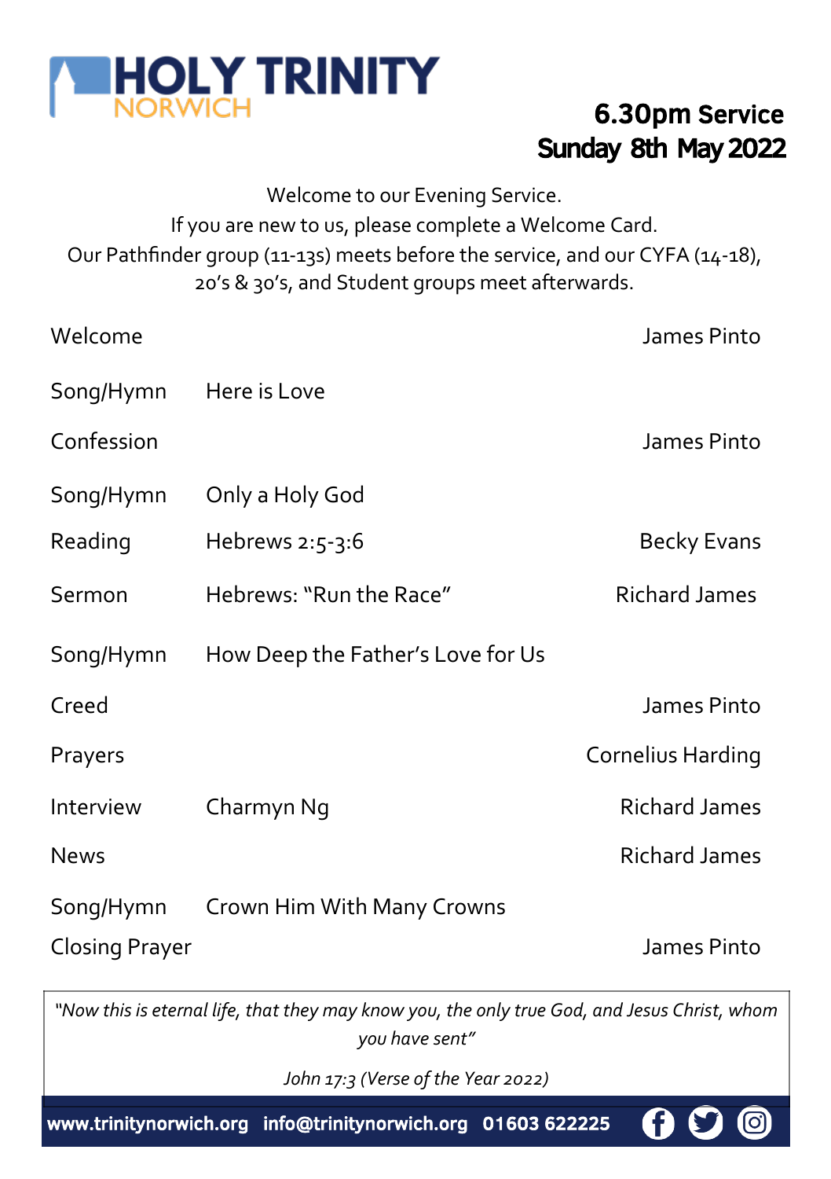# HOLY TRINITY NORWICH

## 6.30pm Service
## Sunday 8th May 2022

Welcome to our Evening Service.
If you are new to us, please complete a Welcome Card.
Our Pathfinder group (11-13s) meets before the service, and our CYFA (14-18), 20's & 30's, and Student groups meet afterwards.

| | | |
|---|---|---|
| Welcome | | James Pinto |
| Song/Hymn | Here is Love | |
| Confession | | James Pinto |
| Song/Hymn | Only a Holy God | |
| Reading | Hebrews 2:5-3:6 | Becky Evans |
| Sermon | Hebrews: "Run the Race" | Richard James |
| Song/Hymn | How Deep the Father's Love for Us | |
| Creed | | James Pinto |
| Prayers | | Cornelius Harding |
| Interview | Charmyn Ng | Richard James |
| News | | Richard James |
| Song/Hymn | Crown Him With Many Crowns | |
| Closing Prayer | | James Pinto |

*"Now this is eternal life, that they may know you, the only true God, and Jesus Christ, whom you have sent"*

*John 17:3 (Verse of the Year 2022)*

**www.trinitynorwich.org info@trinitynorwich.org 01603 622225**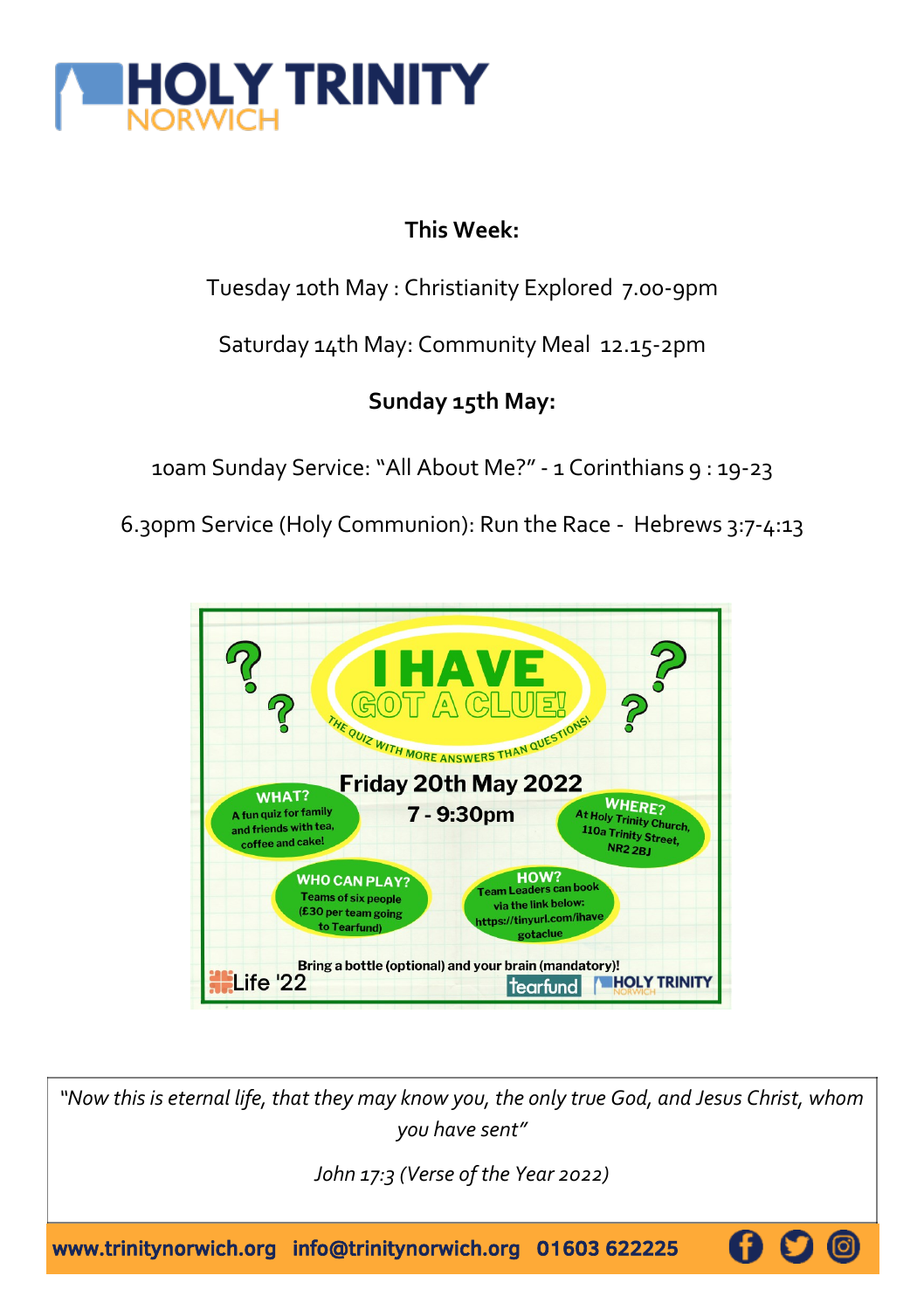# HOLY TRINITY
NORWICH

**This Week:**

Tuesday 10th May : Christianity Explored 7.00-9pm

Saturday 14th May: Community Meal 12.15-2pm

**Sunday 15th May:**

10am Sunday Service: "All About Me?" - 1 Corinthians 9 : 19-23

6.30pm Service (Holy Communion): Run the Race - Hebrews 3:7-4:13

## I HAVE GOT A CLUE!

THE QUIZ WITH MORE ANSWERS THAN QUESTIONS!

**Friday 20th May 2022**

**7 - 9:30pm**

**WHAT?** A fun quiz for family and friends with tea, coffee and cake!

**WHERE?** At Holy Trinity Church, 110a Trinity Street, NR2 2BJ

**WHO CAN PLAY?** Teams of six people (£30 per team going to Tearfund)

**HOW?** Team Leaders can book via the link below: https://tinyurl.com/ihavegotaclue

Bring a bottle (optional) and your brain (mandatory)!

Life '22 tearfund HOLY TRINITY NORWICH

*"Now this is eternal life, that they may know you, the only true God, and Jesus Christ, whom you have sent"*

*John 17:3 (Verse of the Year 2022)*

www.trinitynorwich.org info@trinitynorwich.org 01603 622225